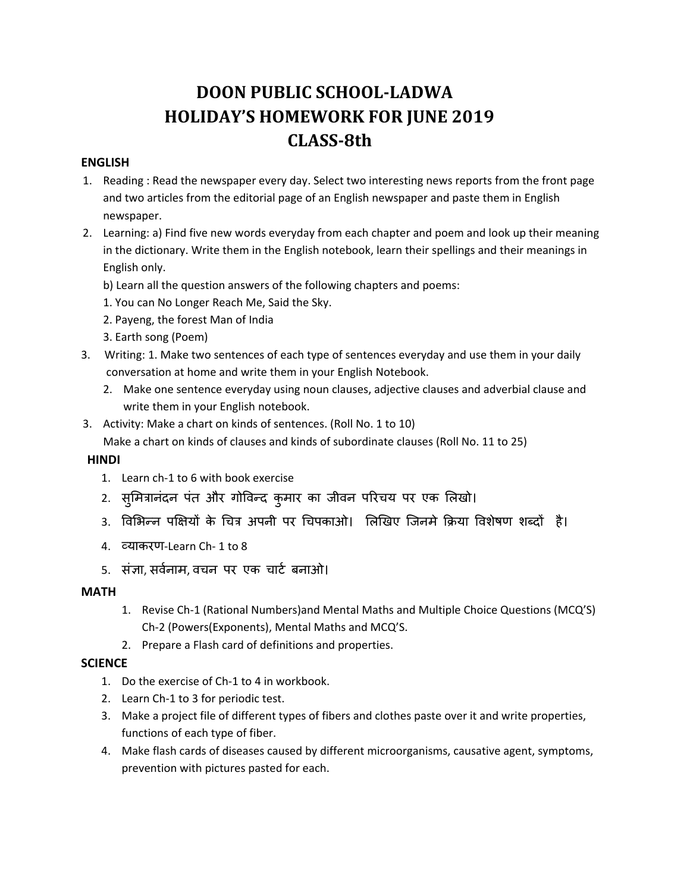# DOON PUBLIC SCHOOL-LADWA
# HOLIDAY'S HOMEWORK FOR JUNE 2019
# CLASS-8th

**ENGLISH**

1. Reading : Read the newspaper every day. Select two interesting news reports from the front page and two articles from the editorial page of an English newspaper and paste them in English newspaper.
2. Learning: a) Find five new words everyday from each chapter and poem and look up their meaning in the dictionary. Write them in the English notebook, learn their spellings and their meanings in English only.

   b) Learn all the question answers of the following chapters and poems:

   1. You can No Longer Reach Me, Said the Sky.
   2. Payeng, the forest Man of India
   3. Earth song (Poem)
3. Writing: 1. Make two sentences of each type of sentences everyday and use them in your daily conversation at home and write them in your English Notebook.

   2. Make one sentence everyday using noun clauses, adjective clauses and adverbial clause and write them in your English notebook.
3. Activity: Make a chart on kinds of sentences. (Roll No. 1 to 10)

   Make a chart on kinds of clauses and kinds of subordinate clauses (Roll No. 11 to 25)

**HINDI**

1. Learn ch-1 to 6 with book exercise
2. सुमित्रानंदन पंत और गोविन्द कुमार का जीवन परिचय पर एक लिखो।
3. विभिन्न पक्षियों के चित्र अपनी पर चिपकाओ। लिखिए जिनमे क्रिया विशेषण शब्दों है।
4. व्याकरण-Learn Ch- 1 to 8
5. संज्ञा, सर्वनाम, वचन पर एक चार्ट बनाओ।

**MATH**

1. Revise Ch-1 (Rational Numbers)and Mental Maths and Multiple Choice Questions (MCQ'S) Ch-2 (Powers(Exponents), Mental Maths and MCQ'S.
2. Prepare a Flash card of definitions and properties.

**SCIENCE**

1. Do the exercise of Ch-1 to 4 in workbook.
2. Learn Ch-1 to 3 for periodic test.
3. Make a project file of different types of fibers and clothes paste over it and write properties, functions of each type of fiber.
4. Make flash cards of diseases caused by different microorganisms, causative agent, symptoms, prevention with pictures pasted for each.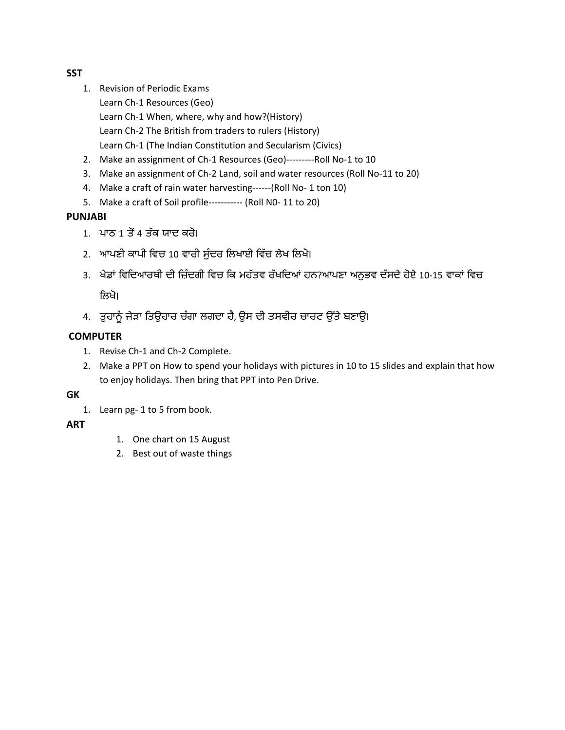**SST**

1. Revision of Periodic Exams
   Learn Ch-1 Resources (Geo)
   Learn Ch-1 When, where, why and how?(History)
   Learn Ch-2 The British from traders to rulers (History)
   Learn Ch-1 (The Indian Constitution and Secularism (Civics)
2. Make an assignment of Ch-1 Resources (Geo)---------Roll No-1 to 10
3. Make an assignment of Ch-2 Land, soil and water resources (Roll No-11 to 20)
4. Make a craft of rain water harvesting------(Roll No- 1 ton 10)
5. Make a craft of Soil profile----------- (Roll N0- 11 to 20)

**PUNJABI**

1. ਪਾਠ 1 ਤੋਂ 4 ਤੱਕ ਯਾਦ ਕਰੋ।
2. ਆਪਣੀ ਕਾਪੀ ਵਿਚ 10 ਵਾਰੀ ਸੁੰਦਰ ਲਿਖਾਈ ਵਿੱਚ ਲੇਖ ਲਿਖੋ।
3. ਖੇਡਾਂ ਵਿਦਿਆਰਥੀ ਦੀ ਜ਼ਿੰਦਗੀ ਵਿਚ ਕਿ ਮਹੱਤਵ ਰੱਖਦਿਆਂ ਹਨ?ਆਪਣਾ ਅਨੁਭਵ ਦੱਸਦੇ ਹੋਏ 10-15 ਵਾਕਾਂ ਵਿਚ ਲਿਖੋ।
4. ਤੁਹਾਨੂੰ ਜੇੜਾ ਤਿਉਹਾਰ ਚੰਗਾ ਲਗਦਾ ਹੈ, ਉਸ ਦੀ ਤਸਵੀਰ ਚਾਰਟ ਉੱਤੇ ਬਣਾਉ।

**COMPUTER**

1. Revise Ch-1 and Ch-2 Complete.
2. Make a PPT on How to spend your holidays with pictures in 10 to 15 slides and explain that how to enjoy holidays. Then bring that PPT into Pen Drive.

**GK**

1. Learn pg- 1 to 5 from book.

**ART**

1. One chart on 15 August
2. Best out of waste things